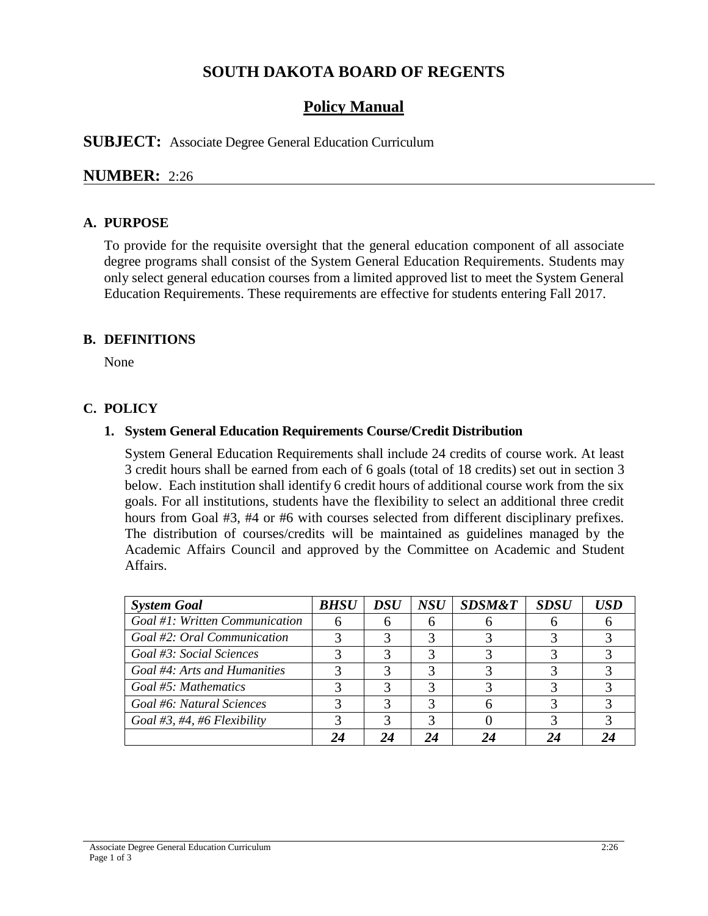# SOUTH DAKOTA BOARD OF REGENTS

## Policy Manual

**SUBJECT:** Associate Degree General Education Curriculum

**NUMBER:** 2:26

### A. PURPOSE

To provide for the requisite oversight that the general education component of all associate degree programs shall consist of the System General Education Requirements. Students may only select general education courses from a limited approved list to meet the System General Education Requirements. These requirements are effective for students entering Fall 2017.

### B. DEFINITIONS

None

### C. POLICY

#### 1. System General Education Requirements Course/Credit Distribution

System General Education Requirements shall include 24 credits of course work. At least 3 credit hours shall be earned from each of 6 goals (total of 18 credits) set out in section 3 below. Each institution shall identify 6 credit hours of additional course work from the six goals. For all institutions, students have the flexibility to select an additional three credit hours from Goal #3, #4 or #6 with courses selected from different disciplinary prefixes. The distribution of courses/credits will be maintained as guidelines managed by the Academic Affairs Council and approved by the Committee on Academic and Student Affairs.

| *System Goal* | *BHSU* | *DSU* | *NSU* | *SDSM&T* | *SDSU* | *USD* |
|---|---|---|---|---|---|---|
| *Goal #1: Written Communication* | 6 | 6 | 6 | 6 | 6 | 6 |
| *Goal #2: Oral Communication* | 3 | 3 | 3 | 3 | 3 | 3 |
| *Goal #3: Social Sciences* | 3 | 3 | 3 | 3 | 3 | 3 |
| *Goal #4: Arts and Humanities* | 3 | 3 | 3 | 3 | 3 | 3 |
| *Goal #5: Mathematics* | 3 | 3 | 3 | 3 | 3 | 3 |
| *Goal #6: Natural Sciences* | 3 | 3 | 3 | 6 | 3 | 3 |
| *Goal #3, #4, #6 Flexibility* | 3 | 3 | 3 | 0 | 3 | 3 |
| | ***24*** | ***24*** | ***24*** | ***24*** | ***24*** | ***24*** |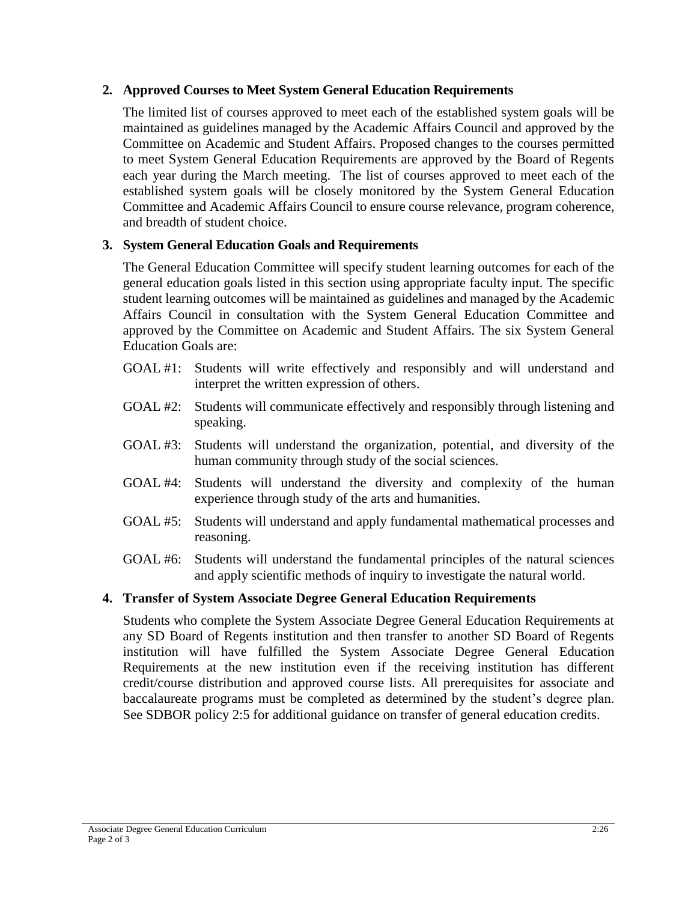**2. Approved Courses to Meet System General Education Requirements**

The limited list of courses approved to meet each of the established system goals will be maintained as guidelines managed by the Academic Affairs Council and approved by the Committee on Academic and Student Affairs. Proposed changes to the courses permitted to meet System General Education Requirements are approved by the Board of Regents each year during the March meeting. The list of courses approved to meet each of the established system goals will be closely monitored by the System General Education Committee and Academic Affairs Council to ensure course relevance, program coherence, and breadth of student choice.

**3. System General Education Goals and Requirements**

The General Education Committee will specify student learning outcomes for each of the general education goals listed in this section using appropriate faculty input. The specific student learning outcomes will be maintained as guidelines and managed by the Academic Affairs Council in consultation with the System General Education Committee and approved by the Committee on Academic and Student Affairs. The six System General Education Goals are:

GOAL #1: Students will write effectively and responsibly and will understand and interpret the written expression of others.

GOAL #2: Students will communicate effectively and responsibly through listening and speaking.

GOAL #3: Students will understand the organization, potential, and diversity of the human community through study of the social sciences.

GOAL #4: Students will understand the diversity and complexity of the human experience through study of the arts and humanities.

GOAL #5: Students will understand and apply fundamental mathematical processes and reasoning.

GOAL #6: Students will understand the fundamental principles of the natural sciences and apply scientific methods of inquiry to investigate the natural world.

**4. Transfer of System Associate Degree General Education Requirements**

Students who complete the System Associate Degree General Education Requirements at any SD Board of Regents institution and then transfer to another SD Board of Regents institution will have fulfilled the System Associate Degree General Education Requirements at the new institution even if the receiving institution has different credit/course distribution and approved course lists. All prerequisites for associate and baccalaureate programs must be completed as determined by the student's degree plan. See SDBOR policy 2:5 for additional guidance on transfer of general education credits.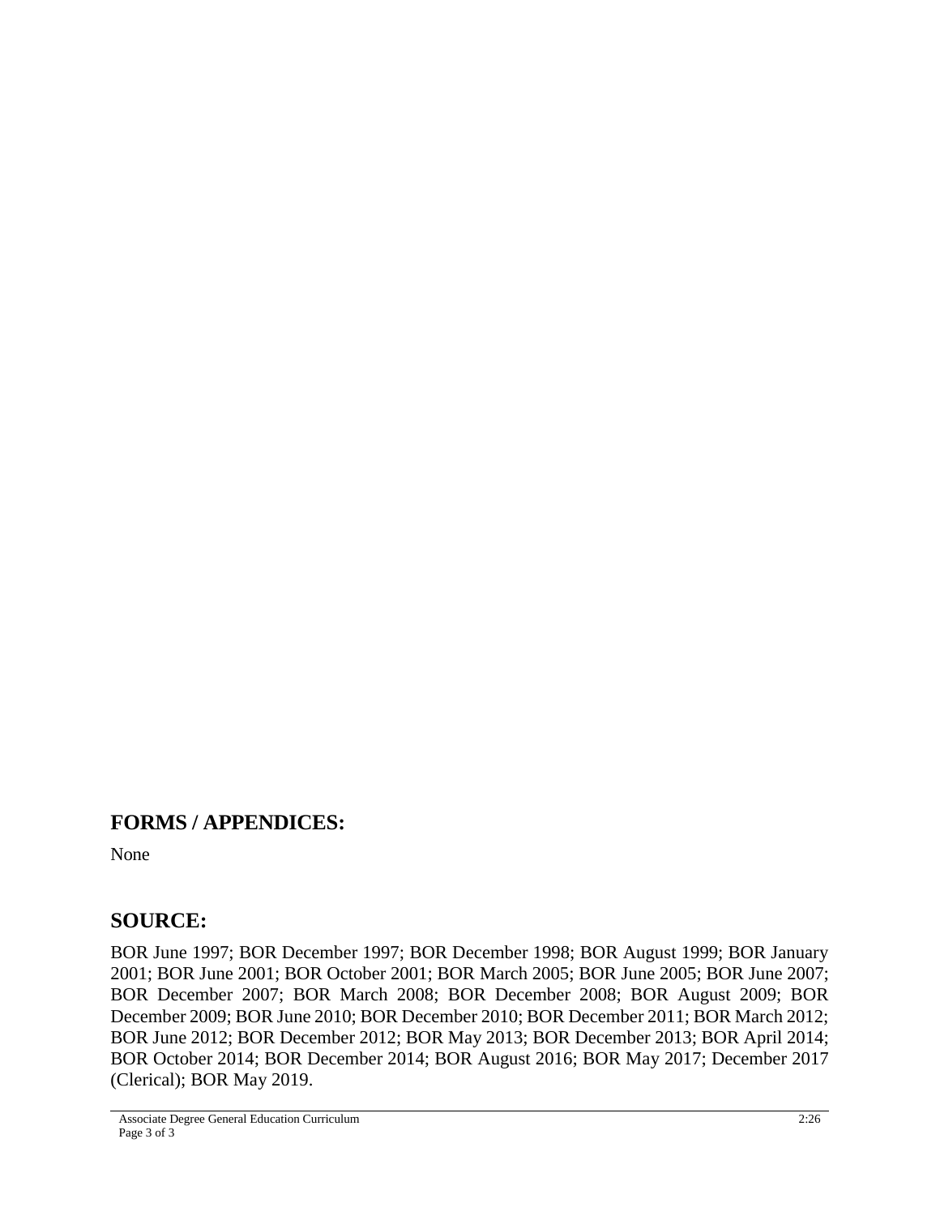## FORMS / APPENDICES:

None

## SOURCE:

BOR June 1997; BOR December 1997; BOR December 1998; BOR August 1999; BOR January 2001; BOR June 2001; BOR October 2001; BOR March 2005; BOR June 2005; BOR June 2007; BOR December 2007; BOR March 2008; BOR December 2008; BOR August 2009; BOR December 2009; BOR June 2010; BOR December 2010; BOR December 2011; BOR March 2012; BOR June 2012; BOR December 2012; BOR May 2013; BOR December 2013; BOR April 2014; BOR October 2014; BOR December 2014; BOR August 2016; BOR May 2017; December 2017 (Clerical); BOR May 2019.